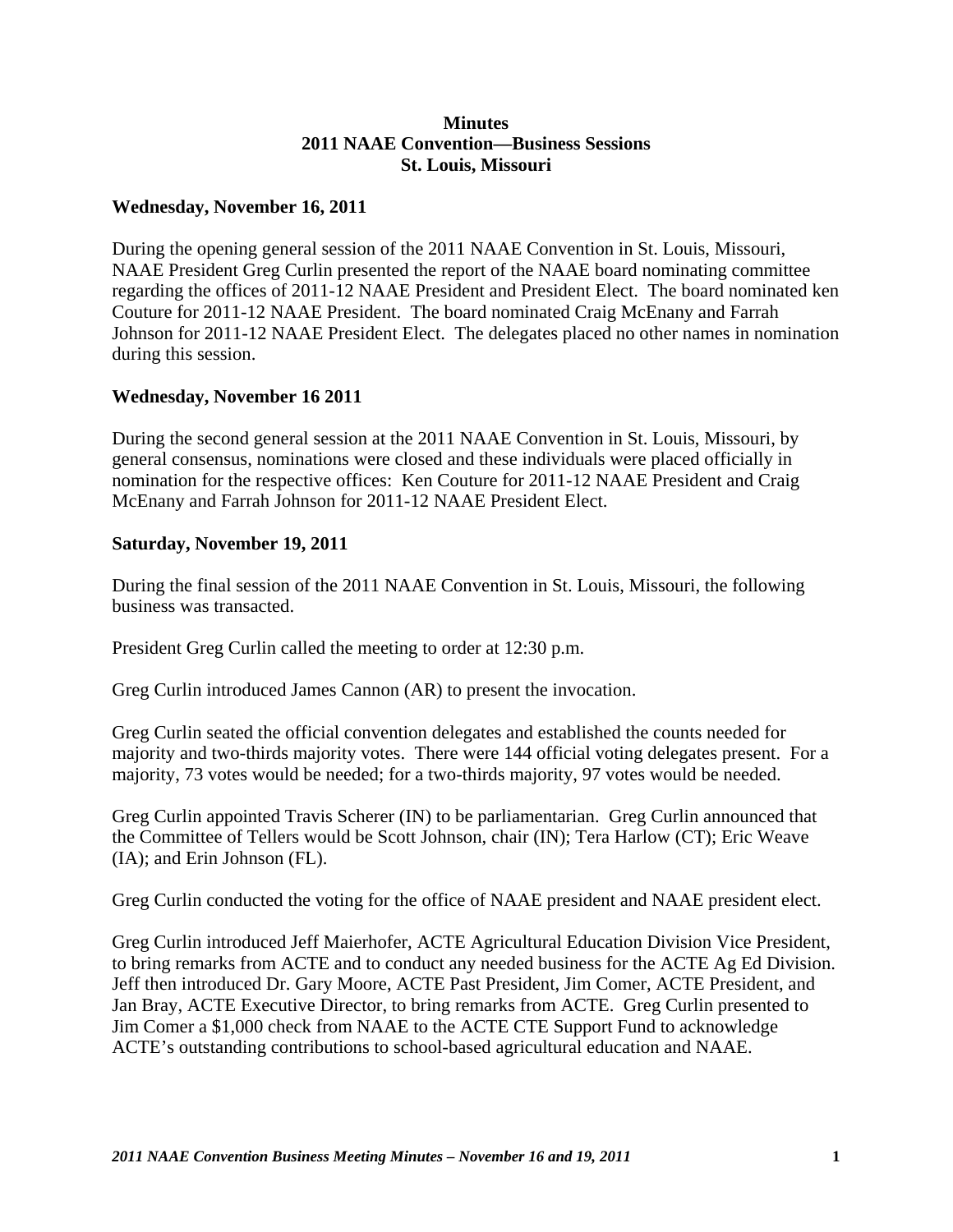**Minutes**
**2011 NAAE Convention—Business Sessions**
**St. Louis, Missouri**

**Wednesday, November 16, 2011**

During the opening general session of the 2011 NAAE Convention in St. Louis, Missouri, NAAE President Greg Curlin presented the report of the NAAE board nominating committee regarding the offices of 2011-12 NAAE President and President Elect. The board nominated ken Couture for 2011-12 NAAE President. The board nominated Craig McEnany and Farrah Johnson for 2011-12 NAAE President Elect. The delegates placed no other names in nomination during this session.

**Wednesday, November 16 2011**

During the second general session at the 2011 NAAE Convention in St. Louis, Missouri, by general consensus, nominations were closed and these individuals were placed officially in nomination for the respective offices: Ken Couture for 2011-12 NAAE President and Craig McEnany and Farrah Johnson for 2011-12 NAAE President Elect.

**Saturday, November 19, 2011**

During the final session of the 2011 NAAE Convention in St. Louis, Missouri, the following business was transacted.

President Greg Curlin called the meeting to order at 12:30 p.m.

Greg Curlin introduced James Cannon (AR) to present the invocation.

Greg Curlin seated the official convention delegates and established the counts needed for majority and two-thirds majority votes. There were 144 official voting delegates present. For a majority, 73 votes would be needed; for a two-thirds majority, 97 votes would be needed.

Greg Curlin appointed Travis Scherer (IN) to be parliamentarian. Greg Curlin announced that the Committee of Tellers would be Scott Johnson, chair (IN); Tera Harlow (CT); Eric Weave (IA); and Erin Johnson (FL).

Greg Curlin conducted the voting for the office of NAAE president and NAAE president elect.

Greg Curlin introduced Jeff Maierhofer, ACTE Agricultural Education Division Vice President, to bring remarks from ACTE and to conduct any needed business for the ACTE Ag Ed Division. Jeff then introduced Dr. Gary Moore, ACTE Past President, Jim Comer, ACTE President, and Jan Bray, ACTE Executive Director, to bring remarks from ACTE. Greg Curlin presented to Jim Comer a $1,000 check from NAAE to the ACTE CTE Support Fund to acknowledge ACTE's outstanding contributions to school-based agricultural education and NAAE.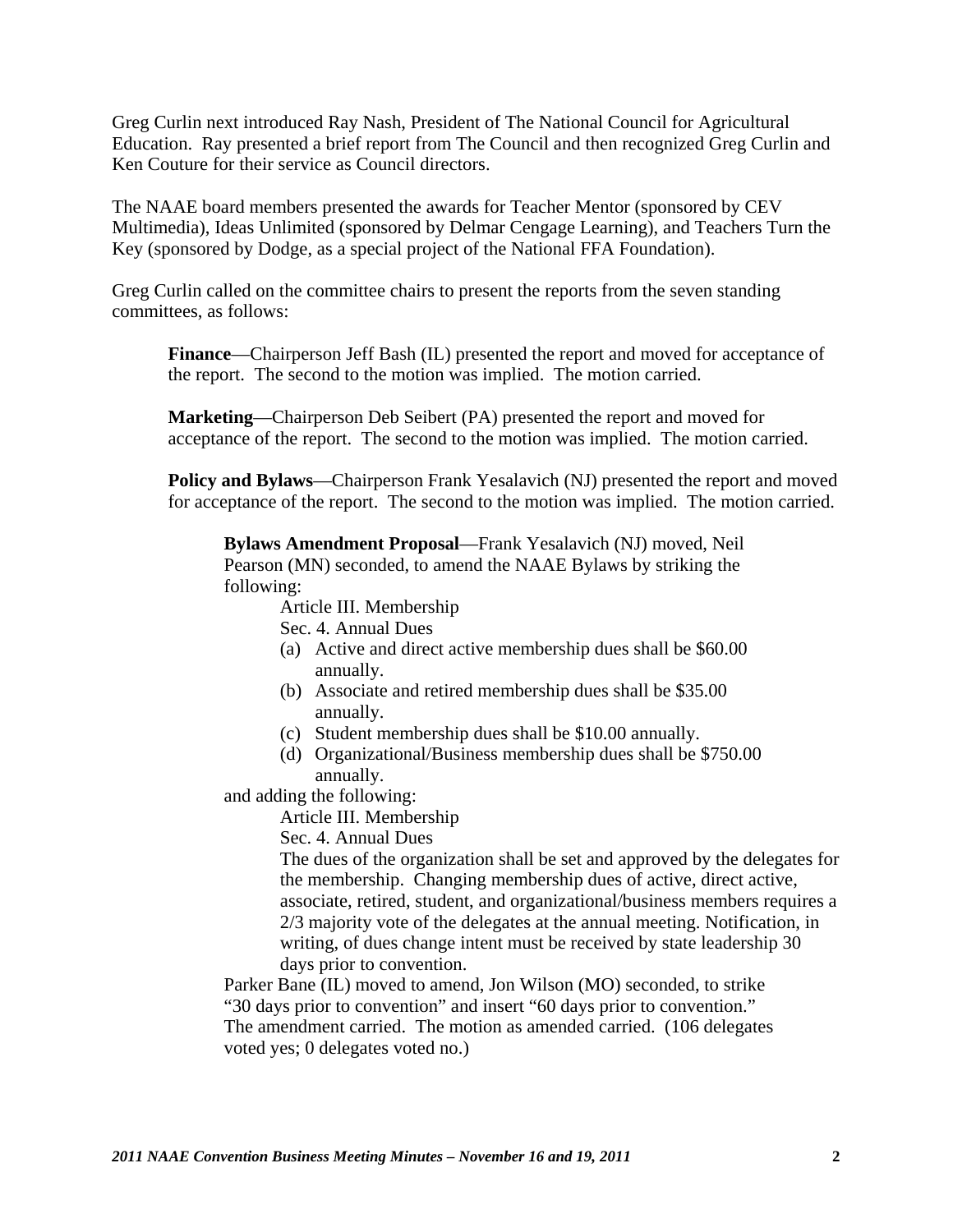Greg Curlin next introduced Ray Nash, President of The National Council for Agricultural Education. Ray presented a brief report from The Council and then recognized Greg Curlin and Ken Couture for their service as Council directors.

The NAAE board members presented the awards for Teacher Mentor (sponsored by CEV Multimedia), Ideas Unlimited (sponsored by Delmar Cengage Learning), and Teachers Turn the Key (sponsored by Dodge, as a special project of the National FFA Foundation).

Greg Curlin called on the committee chairs to present the reports from the seven standing committees, as follows:

> **Finance**—Chairperson Jeff Bash (IL) presented the report and moved for acceptance of the report. The second to the motion was implied. The motion carried.
>
> **Marketing**—Chairperson Deb Seibert (PA) presented the report and moved for acceptance of the report. The second to the motion was implied. The motion carried.
>
> **Policy and Bylaws**—Chairperson Frank Yesalavich (NJ) presented the report and moved for acceptance of the report. The second to the motion was implied. The motion carried.
>
> > **Bylaws Amendment Proposal**—Frank Yesalavich (NJ) moved, Neil Pearson (MN) seconded, to amend the NAAE Bylaws by striking the following:
> >
> > Article III. Membership
> >
> > Sec. 4. Annual Dues
> >
> > (a) Active and direct active membership dues shall be $60.00 annually.
> > (b) Associate and retired membership dues shall be $35.00 annually.
> > (c) Student membership dues shall be $10.00 annually.
> > (d) Organizational/Business membership dues shall be $750.00 annually.
> >
> > and adding the following:
> >
> > Article III. Membership
> >
> > Sec. 4. Annual Dues
> >
> > The dues of the organization shall be set and approved by the delegates for the membership. Changing membership dues of active, direct active, associate, retired, student, and organizational/business members requires a 2/3 majority vote of the delegates at the annual meeting. Notification, in writing, of dues change intent must be received by state leadership 30 days prior to convention.
> >
> > Parker Bane (IL) moved to amend, Jon Wilson (MO) seconded, to strike "30 days prior to convention" and insert "60 days prior to convention." The amendment carried. The motion as amended carried. (106 delegates voted yes; 0 delegates voted no.)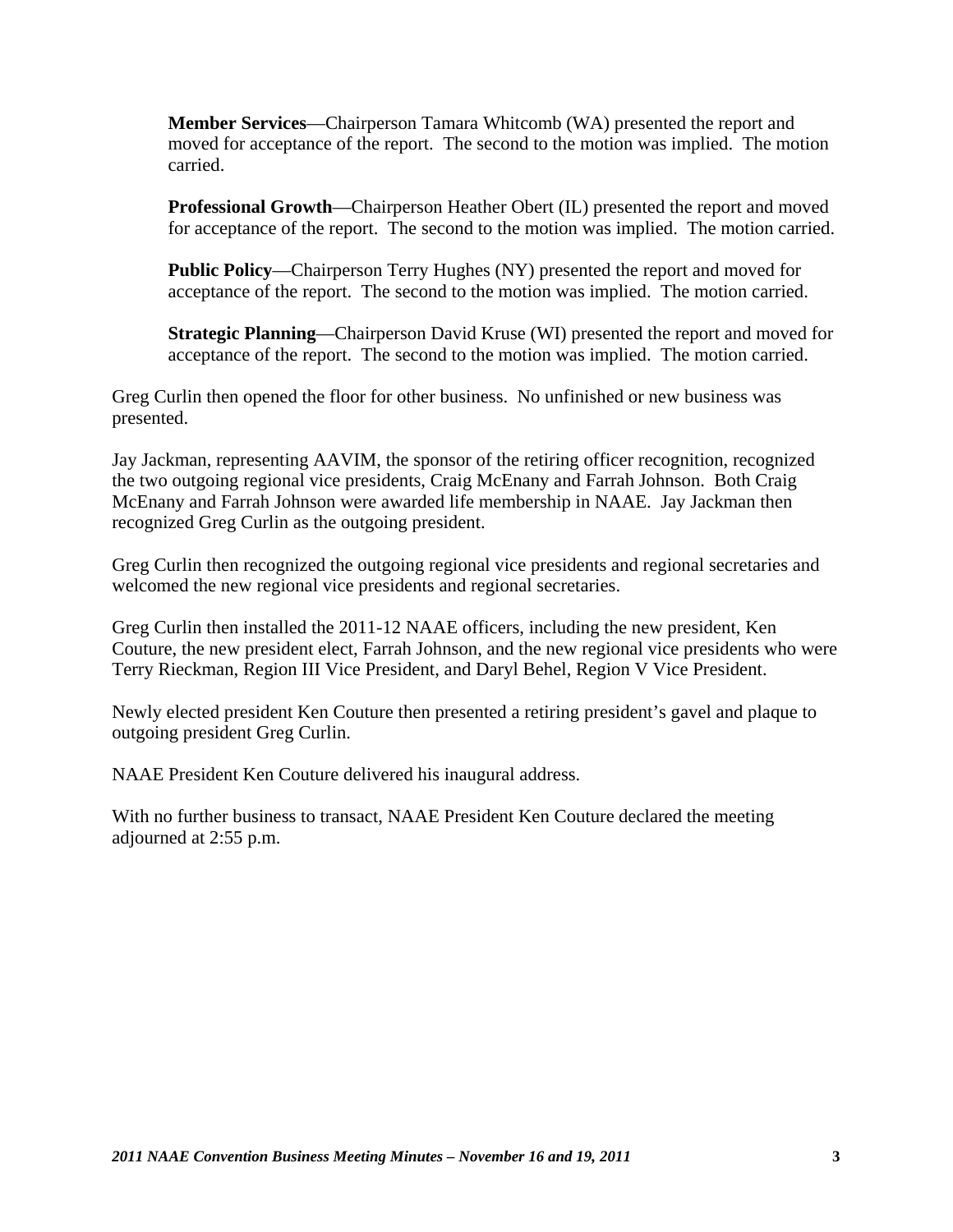**Member Services**—Chairperson Tamara Whitcomb (WA) presented the report and moved for acceptance of the report. The second to the motion was implied. The motion carried.

**Professional Growth**—Chairperson Heather Obert (IL) presented the report and moved for acceptance of the report. The second to the motion was implied. The motion carried.

**Public Policy**—Chairperson Terry Hughes (NY) presented the report and moved for acceptance of the report. The second to the motion was implied. The motion carried.

**Strategic Planning**—Chairperson David Kruse (WI) presented the report and moved for acceptance of the report. The second to the motion was implied. The motion carried.

Greg Curlin then opened the floor for other business. No unfinished or new business was presented.

Jay Jackman, representing AAVIM, the sponsor of the retiring officer recognition, recognized the two outgoing regional vice presidents, Craig McEnany and Farrah Johnson. Both Craig McEnany and Farrah Johnson were awarded life membership in NAAE. Jay Jackman then recognized Greg Curlin as the outgoing president.

Greg Curlin then recognized the outgoing regional vice presidents and regional secretaries and welcomed the new regional vice presidents and regional secretaries.

Greg Curlin then installed the 2011-12 NAAE officers, including the new president, Ken Couture, the new president elect, Farrah Johnson, and the new regional vice presidents who were Terry Rieckman, Region III Vice President, and Daryl Behel, Region V Vice President.

Newly elected president Ken Couture then presented a retiring president's gavel and plaque to outgoing president Greg Curlin.

NAAE President Ken Couture delivered his inaugural address.

With no further business to transact, NAAE President Ken Couture declared the meeting adjourned at 2:55 p.m.